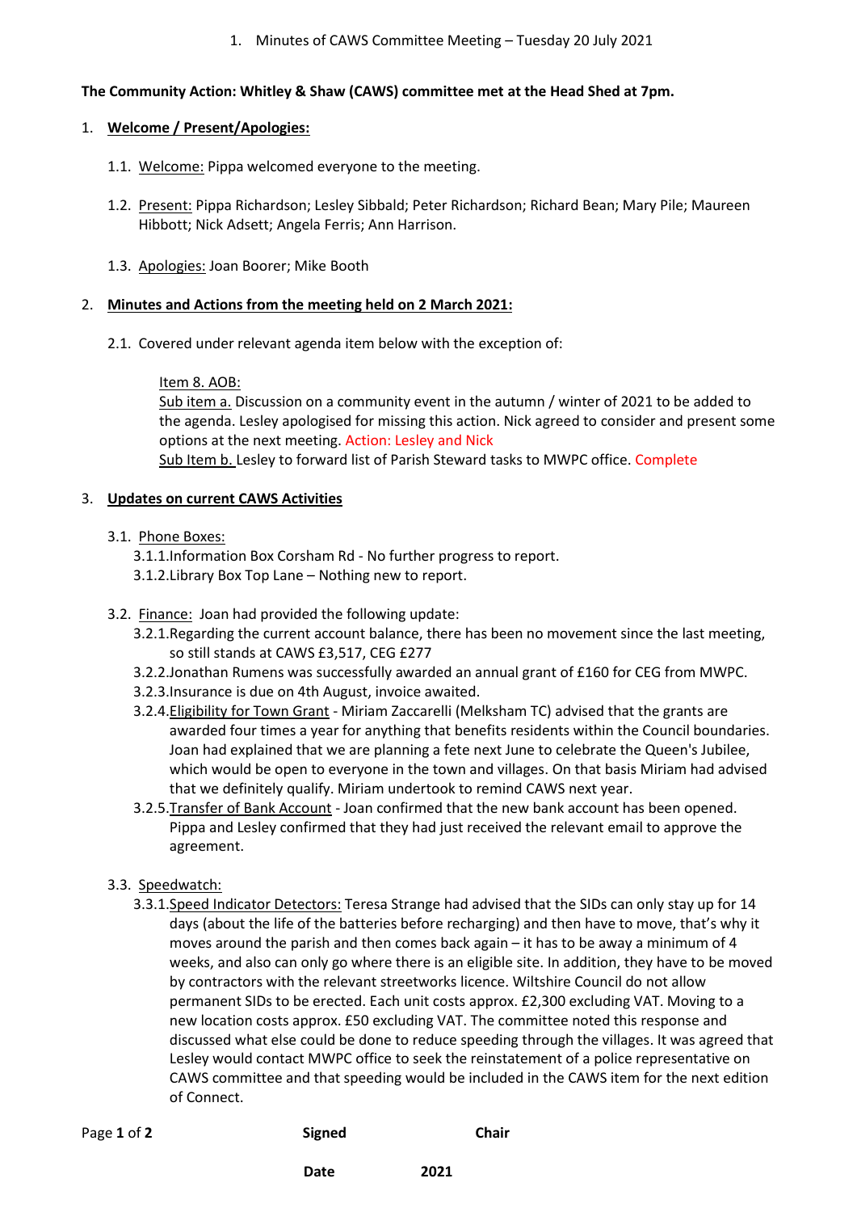1. Minutes of CAWS Committee Meeting – Tuesday 20 July 2021

**The Community Action: Whitley & Shaw (CAWS) committee met at the Head Shed at 7pm.**

1. **Welcome / Present/Apologies:**

   1.1. Welcome: Pippa welcomed everyone to the meeting.

   1.2. Present: Pippa Richardson; Lesley Sibbald; Peter Richardson; Richard Bean; Mary Pile; Maureen Hibbott; Nick Adsett; Angela Ferris; Ann Harrison.

   1.3. Apologies: Joan Boorer; Mike Booth

2. **Minutes and Actions from the meeting held on 2 March 2021:**

   2.1. Covered under relevant agenda item below with the exception of:

   Item 8. AOB:
   Sub item a. Discussion on a community event in the autumn / winter of 2021 to be added to the agenda. Lesley apologised for missing this action. Nick agreed to consider and present some options at the next meeting. Action: Lesley and Nick
   Sub Item b. Lesley to forward list of Parish Steward tasks to MWPC office. Complete

3. **Updates on current CAWS Activities**

   3.1. Phone Boxes:
   3.1.1. Information Box Corsham Rd - No further progress to report.
   3.1.2. Library Box Top Lane – Nothing new to report.

   3.2. Finance: Joan had provided the following update:
   3.2.1. Regarding the current account balance, there has been no movement since the last meeting, so still stands at CAWS £3,517, CEG £277
   3.2.2. Jonathan Rumens was successfully awarded an annual grant of £160 for CEG from MWPC.
   3.2.3. Insurance is due on 4th August, invoice awaited.
   3.2.4. Eligibility for Town Grant - Miriam Zaccarelli (Melksham TC) advised that the grants are awarded four times a year for anything that benefits residents within the Council boundaries. Joan had explained that we are planning a fete next June to celebrate the Queen's Jubilee, which would be open to everyone in the town and villages. On that basis Miriam had advised that we definitely qualify. Miriam undertook to remind CAWS next year.
   3.2.5. Transfer of Bank Account - Joan confirmed that the new bank account has been opened. Pippa and Lesley confirmed that they had just received the relevant email to approve the agreement.

   3.3. Speedwatch:
   3.3.1. Speed Indicator Detectors: Teresa Strange had advised that the SIDs can only stay up for 14 days (about the life of the batteries before recharging) and then have to move, that's why it moves around the parish and then comes back again – it has to be away a minimum of 4 weeks, and also can only go where there is an eligible site. In addition, they have to be moved by contractors with the relevant streetworks licence. Wiltshire Council do not allow permanent SIDs to be erected. Each unit costs approx. £2,300 excluding VAT. Moving to a new location costs approx. £50 excluding VAT. The committee noted this response and discussed what else could be done to reduce speeding through the villages. It was agreed that Lesley would contact MWPC office to seek the reinstatement of a police representative on CAWS committee and that speeding would be included in the CAWS item for the next edition of Connect.

**Signed** **Chair**

**Date** **2021**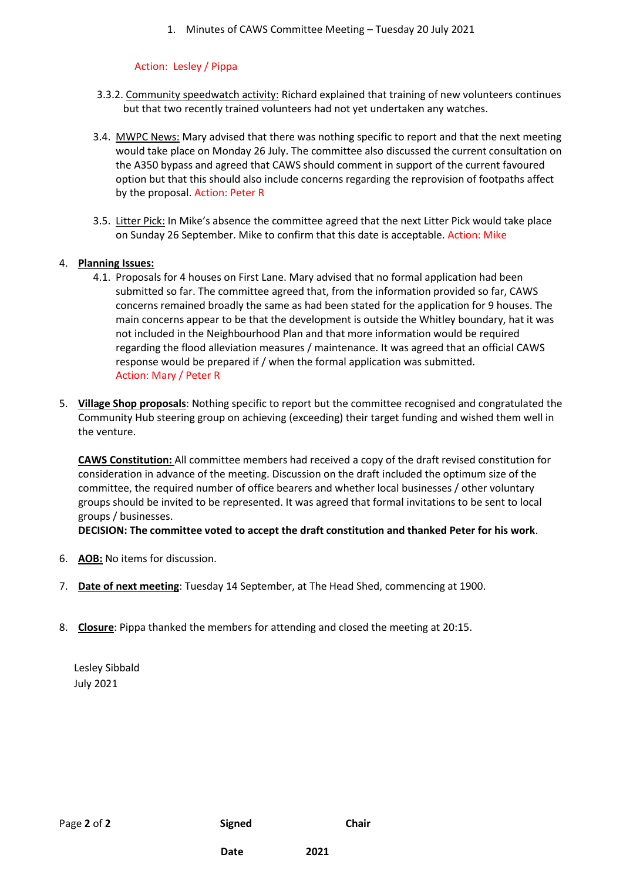1. Minutes of CAWS Committee Meeting – Tuesday 20 July 2021

Action: Lesley / Pippa

3.3.2. Community speedwatch activity: Richard explained that training of new volunteers continues but that two recently trained volunteers had not yet undertaken any watches.

3.4. MWPC News: Mary advised that there was nothing specific to report and that the next meeting would take place on Monday 26 July. The committee also discussed the current consultation on the A350 bypass and agreed that CAWS should comment in support of the current favoured option but that this should also include concerns regarding the reprovision of footpaths affect by the proposal. Action: Peter R

3.5. Litter Pick: In Mike's absence the committee agreed that the next Litter Pick would take place on Sunday 26 September. Mike to confirm that this date is acceptable. Action: Mike

4. **Planning Issues:**
   4.1. Proposals for 4 houses on First Lane. Mary advised that no formal application had been submitted so far. The committee agreed that, from the information provided so far, CAWS concerns remained broadly the same as had been stated for the application for 9 houses. The main concerns appear to be that the development is outside the Whitley boundary, hat it was not included in the Neighbourhood Plan and that more information would be required regarding the flood alleviation measures / maintenance. It was agreed that an official CAWS response would be prepared if / when the formal application was submitted.
   Action: Mary / Peter R

5. **Village Shop proposals**: Nothing specific to report but the committee recognised and congratulated the Community Hub steering group on achieving (exceeding) their target funding and wished them well in the venture.

   **CAWS Constitution:** All committee members had received a copy of the draft revised constitution for consideration in advance of the meeting. Discussion on the draft included the optimum size of the committee, the required number of office bearers and whether local businesses / other voluntary groups should be invited to be represented. It was agreed that formal invitations to be sent to local groups / businesses.
   **DECISION: The committee voted to accept the draft constitution and thanked Peter for his work**.

6. **AOB:** No items for discussion.

7. **Date of next meeting**: Tuesday 14 September, at The Head Shed, commencing at 1900.

8. **Closure**: Pippa thanked the members for attending and closed the meeting at 20:15.

Lesley Sibbald
July 2021

**Signed** **Chair**

**Date** **2021**